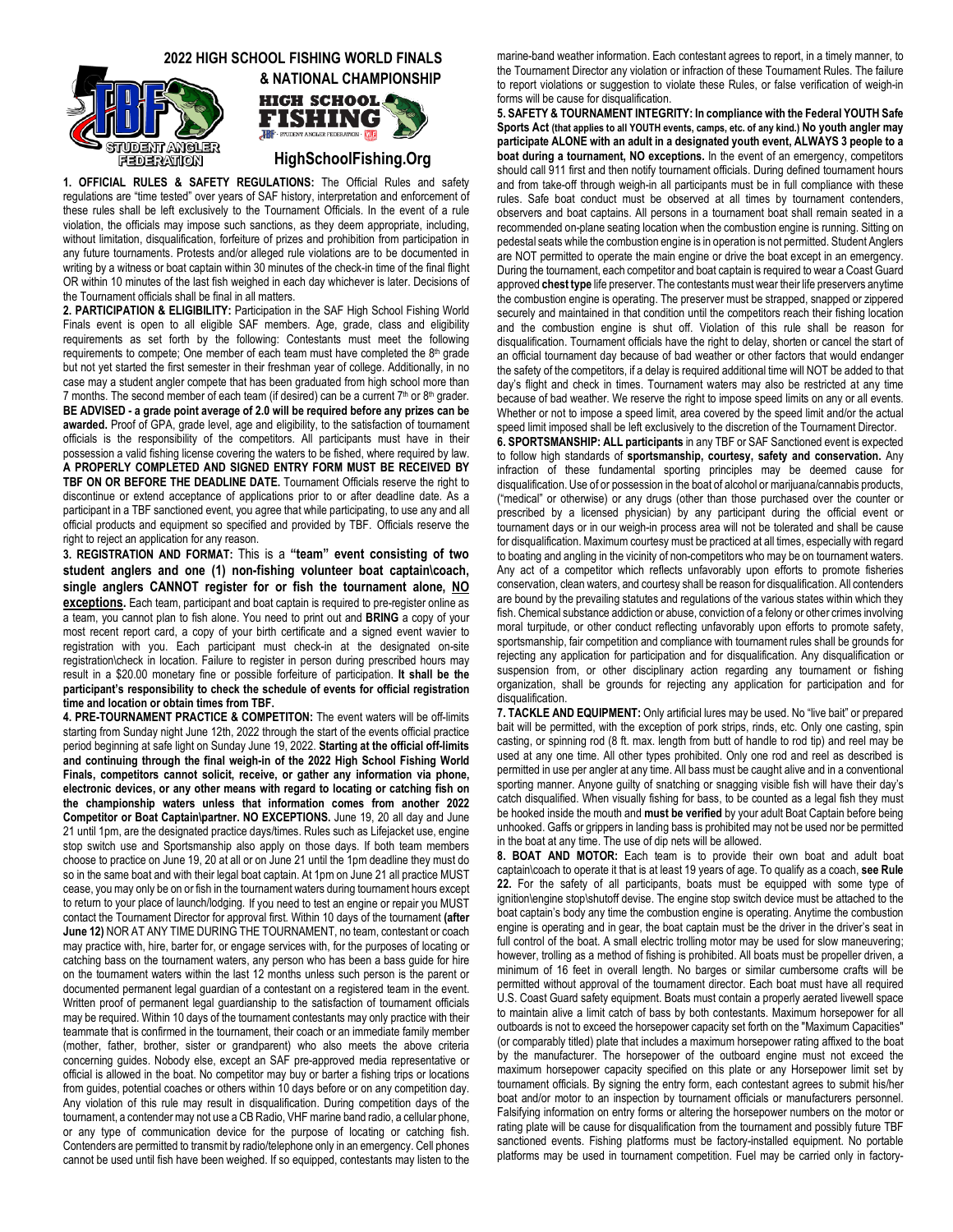# 2022 HIGH SCHOOL FISHING WORLD FINALS & NATIONAL CHAMPIONSHIP

## HighSchoolFishing.Org

**1. OFFICIAL RULES & SAFETY REGULATIONS:** The Official Rules and safety regulations are "time tested" over years of SAF history, interpretation and enforcement of these rules shall be left exclusively to the Tournament Officials. In the event of a rule violation, the officials may impose such sanctions, as they deem appropriate, including, without limitation, disqualification, forfeiture of prizes and prohibition from participation in any future tournaments. Protests and/or alleged rule violations are to be documented in writing by a witness or boat captain within 30 minutes of the check-in time of the final flight OR within 10 minutes of the last fish weighed in each day whichever is later. Decisions of the Tournament officials shall be final in all matters.

**2. PARTICIPATION & ELIGIBILITY:** Participation in the SAF High School Fishing World Finals event is open to all eligible SAF members. Age, grade, class and eligibility requirements as set forth by the following: Contestants must meet the following requirements to compete; One member of each team must have completed the 8th grade but not yet started the first semester in their freshman year of college. Additionally, in no case may a student angler compete that has been graduated from high school more than 7 months. The second member of each team (if desired) can be a current 7th or 8th grader. **BE ADVISED - a grade point average of 2.0 will be required before any prizes can be awarded.** Proof of GPA, grade level, age and eligibility, to the satisfaction of tournament officials is the responsibility of the competitors. All participants must have in their possession a valid fishing license covering the waters to be fished, where required by law. **A PROPERLY COMPLETED AND SIGNED ENTRY FORM MUST BE RECEIVED BY TBF ON OR BEFORE THE DEADLINE DATE.** Tournament Officials reserve the right to discontinue or extend acceptance of applications prior to or after deadline date. As a participant in a TBF sanctioned event, you agree that while participating, to use any and all official products and equipment so specified and provided by TBF. Officials reserve the right to reject an application for any reason.

**3. REGISTRATION AND FORMAT:** This is a **"team" event consisting of two student anglers and one (1) non-fishing volunteer boat captain\coach, single anglers CANNOT register for or fish the tournament alone, NO exceptions.** Each team, participant and boat captain is required to pre-register online as a team, you cannot plan to fish alone. You need to print out and **BRING** a copy of your most recent report card, a copy of your birth certificate and a signed event wavier to registration with you. Each participant must check-in at the designated on-site registration\check in location. Failure to register in person during prescribed hours may result in a $20.00 monetary fine or possible forfeiture of participation. **It shall be the participant's responsibility to check the schedule of events for official registration time and location or obtain times from TBF.**

**4. PRE-TOURNAMENT PRACTICE & COMPETITON:** The event waters will be off-limits starting from Sunday night June 12th, 2022 through the start of the events official practice period beginning at safe light on Sunday June 19, 2022. **Starting at the official off-limits and continuing through the final weigh-in of the 2022 High School Fishing World Finals, competitors cannot solicit, receive, or gather any information via phone, electronic devices, or any other means with regard to locating or catching fish on the championship waters unless that information comes from another 2022 Competitor or Boat Captain\partner. NO EXCEPTIONS.** June 19, 20 all day and June 21 until 1pm, are the designated practice days/times. Rules such as Lifejacket use, engine stop switch use and Sportsmanship also apply on those days. If both team members choose to practice on June 19, 20 at all or on June 21 until the 1pm deadline they must do so in the same boat and with their legal boat captain. At 1pm on June 21 all practice MUST cease, you may only be on or fish in the tournament waters during tournament hours except to return to your place of launch/lodging. If you need to test an engine or repair you MUST contact the Tournament Director for approval first. Within 10 days of the tournament **(after June 12)** NOR AT ANY TIME DURING THE TOURNAMENT, no team, contestant or coach may practice with, hire, barter for, or engage services with, for the purposes of locating or catching bass on the tournament waters, any person who has been a bass guide for hire on the tournament waters within the last 12 months unless such person is the parent or documented permanent legal guardian of a contestant on a registered team in the event. Written proof of permanent legal guardianship to the satisfaction of tournament officials may be required. Within 10 days of the tournament contestants may only practice with their teammate that is confirmed in the tournament, their coach or an immediate family member (mother, father, brother, sister or grandparent) who also meets the above criteria concerning guides. Nobody else, except an SAF pre-approved media representative or official is allowed in the boat. No competitor may buy or barter a fishing trips or locations from guides, potential coaches or others within 10 days before or on any competition day. Any violation of this rule may result in disqualification. During competition days of the tournament, a contender may not use a CB Radio, VHF marine band radio, a cellular phone, or any type of communication device for the purpose of locating or catching fish. Contenders are permitted to transmit by radio/telephone only in an emergency. Cell phones cannot be used until fish have been weighed. If so equipped, contestants may listen to the marine-band weather information. Each contestant agrees to report, in a timely manner, to the Tournament Director any violation or infraction of these Tournament Rules. The failure to report violations or suggestion to violate these Rules, or false verification of weigh-in forms will be cause for disqualification.

**5. SAFETY & TOURNAMENT INTEGRITY: In compliance with the Federal YOUTH Safe Sports Act (that applies to all YOUTH events, camps, etc. of any kind.) No youth angler may participate ALONE with an adult in a designated youth event, ALWAYS 3 people to a boat during a tournament, NO exceptions.** In the event of an emergency, competitors should call 911 first and then notify tournament officials. During defined tournament hours and from take-off through weigh-in all participants must be in full compliance with these rules. Safe boat conduct must be observed at all times by tournament contenders, observers and boat captains. All persons in a tournament boat shall remain seated in a recommended on-plane seating location when the combustion engine is running. Sitting on pedestal seats while the combustion engine is in operation is not permitted. Student Anglers are NOT permitted to operate the main engine or drive the boat except in an emergency. During the tournament, each competitor and boat captain is required to wear a Coast Guard approved **chest type** life preserver. The contestants must wear their life preservers anytime the combustion engine is operating. The preserver must be strapped, snapped or zippered securely and maintained in that condition until the competitors reach their fishing location and the combustion engine is shut off. Violation of this rule shall be reason for disqualification. Tournament officials have the right to delay, shorten or cancel the start of an official tournament day because of bad weather or other factors that would endanger the safety of the competitors, if a delay is required additional time will NOT be added to that day's flight and check in times. Tournament waters may also be restricted at any time because of bad weather. We reserve the right to impose speed limits on any or all events. Whether or not to impose a speed limit, area covered by the speed limit and/or the actual speed limit imposed shall be left exclusively to the discretion of the Tournament Director.

**6. SPORTSMANSHIP: ALL participants** in any TBF or SAF Sanctioned event is expected to follow high standards of **sportsmanship, courtesy, safety and conservation.** Any infraction of these fundamental sporting principles may be deemed cause for disqualification. Use of or possession in the boat of alcohol or marijuana/cannabis products, ("medical" or otherwise) or any drugs (other than those purchased over the counter or prescribed by a licensed physician) by any participant during the official event or tournament days or in our weigh-in process area will not be tolerated and shall be cause for disqualification. Maximum courtesy must be practiced at all times, especially with regard to boating and angling in the vicinity of non-competitors who may be on tournament waters. Any act of a competitor which reflects unfavorably upon efforts to promote fisheries conservation, clean waters, and courtesy shall be reason for disqualification. All contenders are bound by the prevailing statutes and regulations of the various states within which they fish. Chemical substance addiction or abuse, conviction of a felony or other crimes involving moral turpitude, or other conduct reflecting unfavorably upon efforts to promote safety, sportsmanship, fair competition and compliance with tournament rules shall be grounds for rejecting any application for participation and for disqualification. Any disqualification or suspension from, or other disciplinary action regarding any tournament or fishing organization, shall be grounds for rejecting any application for participation and for disqualification.

**7. TACKLE AND EQUIPMENT:** Only artificial lures may be used. No "live bait" or prepared bait will be permitted, with the exception of pork strips, rinds, etc. Only one casting, spin casting, or spinning rod (8 ft. max. length from butt of handle to rod tip) and reel may be used at any one time. All other types prohibited. Only one rod and reel as described is permitted in use per angler at any time. All bass must be caught alive and in a conventional sporting manner. Anyone guilty of snatching or snagging visible fish will have their day's catch disqualified. When visually fishing for bass, to be counted as a legal fish they must be hooked inside the mouth and **must be verified** by your adult Boat Captain before being unhooked. Gaffs or grippers in landing bass is prohibited may not be used nor be permitted in the boat at any time. The use of dip nets will be allowed.

**8. BOAT AND MOTOR:** Each team is to provide their own boat and adult boat captain\coach to operate it that is at least 19 years of age. To qualify as a coach, **see Rule 22.** For the safety of all participants, boats must be equipped with some type of ignition\engine stop\shutoff devise. The engine stop switch device must be attached to the boat captain's body any time the combustion engine is operating. Anytime the combustion engine is operating and in gear, the boat captain must be the driver in the driver's seat in full control of the boat. A small electric trolling motor may be used for slow maneuvering; however, trolling as a method of fishing is prohibited. All boats must be propeller driven, a minimum of 16 feet in overall length. No barges or similar cumbersome crafts will be permitted without approval of the tournament director. Each boat must have all required U.S. Coast Guard safety equipment. Boats must contain a properly aerated livewell space to maintain alive a limit catch of bass by both contestants. Maximum horsepower for all outboards is not to exceed the horsepower capacity set forth on the "Maximum Capacities" (or comparably titled) plate that includes a maximum horsepower rating affixed to the boat by the manufacturer. The horsepower of the outboard engine must not exceed the maximum horsepower capacity specified on this plate or any Horsepower limit set by tournament officials. By signing the entry form, each contestant agrees to submit his/her boat and/or motor to an inspection by tournament officials or manufacturers personnel. Falsifying information on entry forms or altering the horsepower numbers on the motor or rating plate will be cause for disqualification from the tournament and possibly future TBF sanctioned events. Fishing platforms must be factory-installed equipment. No portable platforms may be used in tournament competition. Fuel may be carried only in factory-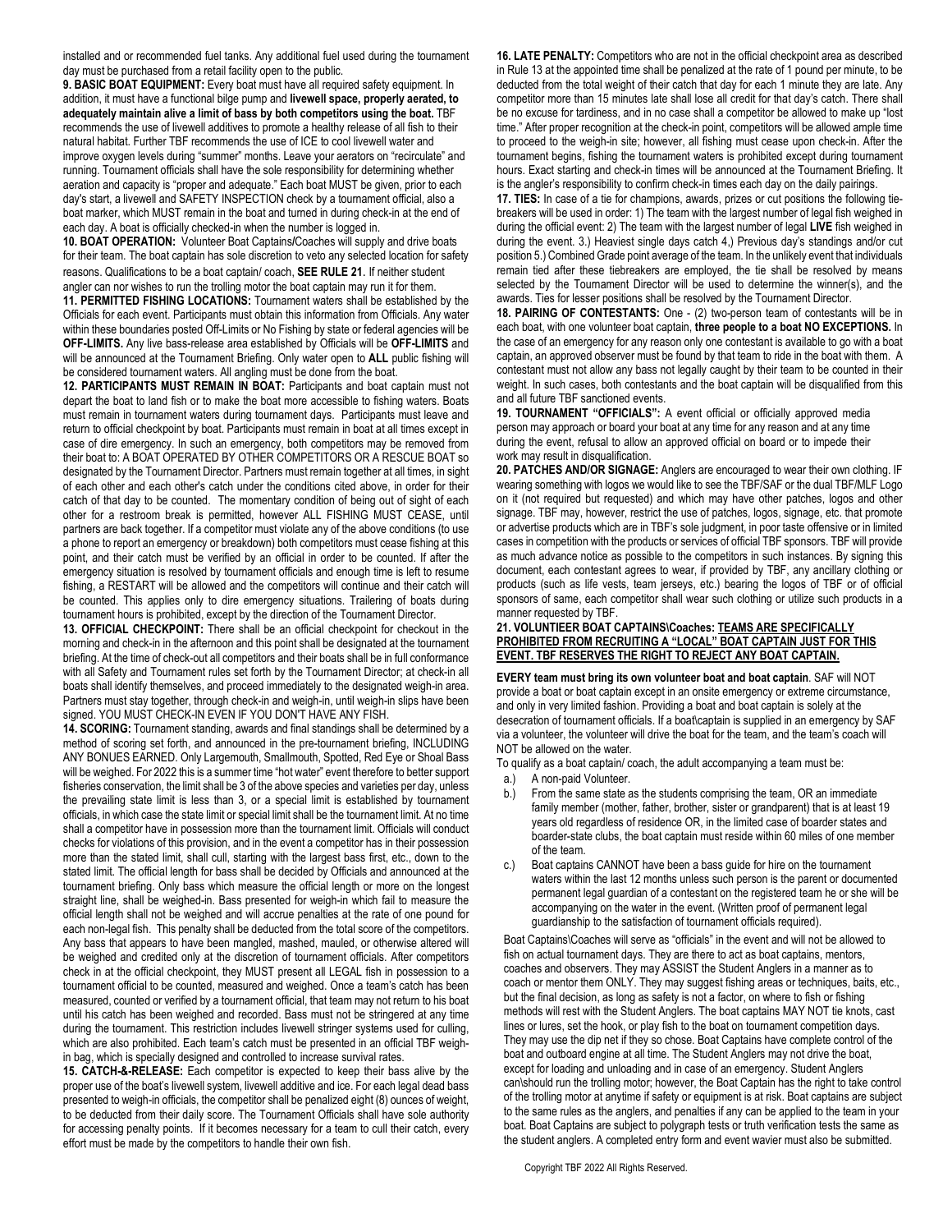installed and or recommended fuel tanks. Any additional fuel used during the tournament day must be purchased from a retail facility open to the public.

**9. BASIC BOAT EQUIPMENT:** Every boat must have all required safety equipment. In addition, it must have a functional bilge pump and **livewell space, properly aerated, to adequately maintain alive a limit of bass by both competitors using the boat.** TBF recommends the use of livewell additives to promote a healthy release of all fish to their natural habitat. Further TBF recommends the use of ICE to cool livewell water and improve oxygen levels during "summer" months. Leave your aerators on "recirculate" and running. Tournament officials shall have the sole responsibility for determining whether aeration and capacity is "proper and adequate." Each boat MUST be given, prior to each day's start, a livewell and SAFETY INSPECTION check by a tournament official, also a boat marker, which MUST remain in the boat and turned in during check-in at the end of each day. A boat is officially checked-in when the number is logged in.

**10. BOAT OPERATION:** Volunteer Boat Captains/Coaches will supply and drive boats for their team. The boat captain has sole discretion to veto any selected location for safety reasons. Qualifications to be a boat captain/ coach, **SEE RULE 21**. If neither student angler can nor wishes to run the trolling motor the boat captain may run it for them.

**11. PERMITTED FISHING LOCATIONS:** Tournament waters shall be established by the Officials for each event. Participants must obtain this information from Officials. Any water within these boundaries posted Off-Limits or No Fishing by state or federal agencies will be **OFF-LIMITS.** Any live bass-release area established by Officials will be **OFF-LIMITS** and will be announced at the Tournament Briefing. Only water open to **ALL** public fishing will be considered tournament waters. All angling must be done from the boat.

**12. PARTICIPANTS MUST REMAIN IN BOAT:** Participants and boat captain must not depart the boat to land fish or to make the boat more accessible to fishing waters. Boats must remain in tournament waters during tournament days. Participants must leave and return to official checkpoint by boat. Participants must remain in boat at all times except in case of dire emergency. In such an emergency, both competitors may be removed from their boat to: A BOAT OPERATED BY OTHER COMPETITORS OR A RESCUE BOAT so designated by the Tournament Director. Partners must remain together at all times, in sight of each other and each other's catch under the conditions cited above, in order for their catch of that day to be counted. The momentary condition of being out of sight of each other for a restroom break is permitted, however ALL FISHING MUST CEASE, until partners are back together. If a competitor must violate any of the above conditions (to use a phone to report an emergency or breakdown) both competitors must cease fishing at this point, and their catch must be verified by an official in order to be counted. If after the emergency situation is resolved by tournament officials and enough time is left to resume fishing, a RESTART will be allowed and the competitors will continue and their catch will be counted. This applies only to dire emergency situations. Trailering of boats during tournament hours is prohibited, except by the direction of the Tournament Director.

**13. OFFICIAL CHECKPOINT:** There shall be an official checkpoint for checkout in the morning and check-in in the afternoon and this point shall be designated at the tournament briefing. At the time of check-out all competitors and their boats shall be in full conformance with all Safety and Tournament rules set forth by the Tournament Director; at check-in all boats shall identify themselves, and proceed immediately to the designated weigh-in area. Partners must stay together, through check-in and weigh-in, until weigh-in slips have been signed. YOU MUST CHECK-IN EVEN IF YOU DON'T HAVE ANY FISH.

**14. SCORING:** Tournament standing, awards and final standings shall be determined by a method of scoring set forth, and announced in the pre-tournament briefing, INCLUDING ANY BONUES EARNED. Only Largemouth, Smallmouth, Spotted, Red Eye or Shoal Bass will be weighed. For 2022 this is a summer time "hot water" event therefore to better support fisheries conservation, the limit shall be 3 of the above species and varieties per day, unless the prevailing state limit is less than 3, or a special limit is established by tournament officials, in which case the state limit or special limit shall be the tournament limit. At no time shall a competitor have in possession more than the tournament limit. Officials will conduct checks for violations of this provision, and in the event a competitor has in their possession more than the stated limit, shall cull, starting with the largest bass first, etc., down to the stated limit. The official length for bass shall be decided by Officials and announced at the tournament briefing. Only bass which measure the official length or more on the longest straight line, shall be weighed-in. Bass presented for weigh-in which fail to measure the official length shall not be weighed and will accrue penalties at the rate of one pound for each non-legal fish. This penalty shall be deducted from the total score of the competitors. Any bass that appears to have been mangled, mashed, mauled, or otherwise altered will be weighed and credited only at the discretion of tournament officials. After competitors check in at the official checkpoint, they MUST present all LEGAL fish in possession to a tournament official to be counted, measured and weighed. Once a team's catch has been measured, counted or verified by a tournament official, that team may not return to his boat until his catch has been weighed and recorded. Bass must not be stringered at any time during the tournament. This restriction includes livewell stringer systems used for culling, which are also prohibited. Each team's catch must be presented in an official TBF weigh-in bag, which is specially designed and controlled to increase survival rates.

**15. CATCH-&-RELEASE:** Each competitor is expected to keep their bass alive by the proper use of the boat's livewell system, livewell additive and ice. For each legal dead bass presented to weigh-in officials, the competitor shall be penalized eight (8) ounces of weight, to be deducted from their daily score. The Tournament Officials shall have sole authority for accessing penalty points. If it becomes necessary for a team to cull their catch, every effort must be made by the competitors to handle their own fish.

**16. LATE PENALTY:** Competitors who are not in the official checkpoint area as described in Rule 13 at the appointed time shall be penalized at the rate of 1 pound per minute, to be deducted from the total weight of their catch that day for each 1 minute they are late. Any competitor more than 15 minutes late shall lose all credit for that day's catch. There shall be no excuse for tardiness, and in no case shall a competitor be allowed to make up "lost time." After proper recognition at the check-in point, competitors will be allowed ample time to proceed to the weigh-in site; however, all fishing must cease upon check-in. After the tournament begins, fishing the tournament waters is prohibited except during tournament hours. Exact starting and check-in times will be announced at the Tournament Briefing. It is the angler's responsibility to confirm check-in times each day on the daily pairings.

**17. TIES:** In case of a tie for champions, awards, prizes or cut positions the following tie-breakers will be used in order: 1) The team with the largest number of legal fish weighed in during the official event: 2) The team with the largest number of legal **LIVE** fish weighed in during the event. 3.) Heaviest single days catch 4,) Previous day's standings and/or cut position 5.) Combined Grade point average of the team. In the unlikely event that individuals remain tied after these tiebreakers are employed, the tie shall be resolved by means selected by the Tournament Director will be used to determine the winner(s), and the awards. Ties for lesser positions shall be resolved by the Tournament Director.

**18. PAIRING OF CONTESTANTS:** One - (2) two-person team of contestants will be in each boat, with one volunteer boat captain, **three people to a boat NO EXCEPTIONS.** In the case of an emergency for any reason only one contestant is available to go with a boat captain, an approved observer must be found by that team to ride in the boat with them. A contestant must not allow any bass not legally caught by their team to be counted in their weight. In such cases, both contestants and the boat captain will be disqualified from this and all future TBF sanctioned events.

**19. TOURNAMENT "OFFICIALS":** A event official or officially approved media person may approach or board your boat at any time for any reason and at any time during the event, refusal to allow an approved official on board or to impede their work may result in disqualification.

**20. PATCHES AND/OR SIGNAGE:** Anglers are encouraged to wear their own clothing. IF wearing something with logos we would like to see the TBF/SAF or the dual TBF/MLF Logo on it (not required but requested) and which may have other patches, logos and other signage. TBF may, however, restrict the use of patches, logos, signage, etc. that promote or advertise products which are in TBF's sole judgment, in poor taste offensive or in limited cases in competition with the products or services of official TBF sponsors. TBF will provide as much advance notice as possible to the competitors in such instances. By signing this document, each contestant agrees to wear, if provided by TBF, any ancillary clothing or products (such as life vests, team jerseys, etc.) bearing the logos of TBF or of official sponsors of same, each competitor shall wear such clothing or utilize such products in a manner requested by TBF.

**21. VOLUNTIEER BOAT CAPTAINS\Coaches: TEAMS ARE SPECIFICALLY PROHIBITED FROM RECRUITING A "LOCAL" BOAT CAPTAIN JUST FOR THIS EVENT. TBF RESERVES THE RIGHT TO REJECT ANY BOAT CAPTAIN.**

**EVERY team must bring its own volunteer boat and boat captain**. SAF will NOT provide a boat or boat captain except in an onsite emergency or extreme circumstance, and only in very limited fashion. Providing a boat and boat captain is solely at the desecration of tournament officials. If a boat\captain is supplied in an emergency by SAF via a volunteer, the volunteer will drive the boat for the team, and the team's coach will NOT be allowed on the water.

To qualify as a boat captain/ coach, the adult accompanying a team must be:

a.) A non-paid Volunteer.

b.) From the same state as the students comprising the team, OR an immediate family member (mother, father, brother, sister or grandparent) that is at least 19 years old regardless of residence OR, in the limited case of boarder states and boarder-state clubs, the boat captain must reside within 60 miles of one member of the team.

c.) Boat captains CANNOT have been a bass guide for hire on the tournament waters within the last 12 months unless such person is the parent or documented permanent legal guardian of a contestant on the registered team he or she will be accompanying on the water in the event. (Written proof of permanent legal guardianship to the satisfaction of tournament officials required).

Boat Captains\Coaches will serve as "officials" in the event and will not be allowed to fish on actual tournament days. They are there to act as boat captains, mentors, coaches and observers. They may ASSIST the Student Anglers in a manner as to coach or mentor them ONLY. They may suggest fishing areas or techniques, baits, etc., but the final decision, as long as safety is not a factor, on where to fish or fishing methods will rest with the Student Anglers. The boat captains MAY NOT tie knots, cast lines or lures, set the hook, or play fish to the boat on tournament competition days. They may use the dip net if they so chose. Boat Captains have complete control of the boat and outboard engine at all time. The Student Anglers may not drive the boat, except for loading and unloading and in case of an emergency. Student Anglers can\should run the trolling motor; however, the Boat Captain has the right to take control of the trolling motor at anytime if safety or equipment is at risk. Boat captains are subject to the same rules as the anglers, and penalties if any can be applied to the team in your boat. Boat Captains are subject to polygraph tests or truth verification tests the same as the student anglers. A completed entry form and event wavier must also be submitted.

Copyright TBF 2022 All Rights Reserved.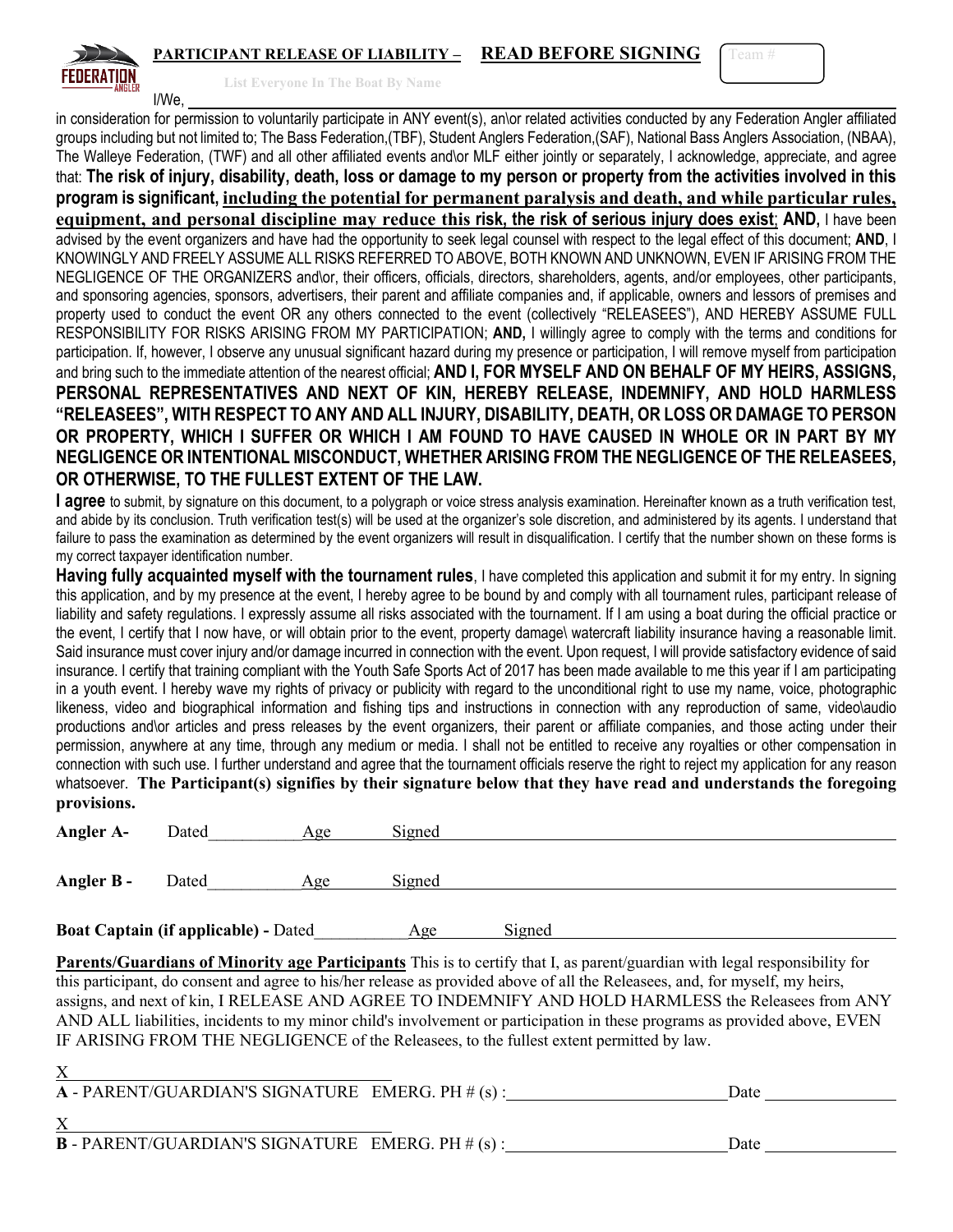**PARTICIPANT RELEASE OF LIABILITY – READ BEFORE SIGNING**

Team #

List Everyone In The Boat By Name

I/We, ______________________________________________________________________________

in consideration for permission to voluntarily participate in ANY event(s), an\or related activities conducted by any Federation Angler affiliated groups including but not limited to; The Bass Federation,(TBF), Student Anglers Federation,(SAF), National Bass Anglers Association, (NBAA), The Walleye Federation, (TWF) and all other affiliated events and\or MLF either jointly or separately, I acknowledge, appreciate, and agree that: **The risk of injury, disability, death, loss or damage to my person or property from the activities involved in this program is significant, including the potential for permanent paralysis and death, and while particular rules, equipment, and personal discipline may reduce this risk, the risk of serious injury does exist**; **AND,** I have been advised by the event organizers and have had the opportunity to seek legal counsel with respect to the legal effect of this document; **AND**, I KNOWINGLY AND FREELY ASSUME ALL RISKS REFERRED TO ABOVE, BOTH KNOWN AND UNKNOWN, EVEN IF ARISING FROM THE NEGLIGENCE OF THE ORGANIZERS and\or, their officers, officials, directors, shareholders, agents, and/or employees, other participants, and sponsoring agencies, sponsors, advertisers, their parent and affiliate companies and, if applicable, owners and lessors of premises and property used to conduct the event OR any others connected to the event (collectively "RELEASEES"), AND HEREBY ASSUME FULL RESPONSIBILITY FOR RISKS ARISING FROM MY PARTICIPATION; **AND,** I willingly agree to comply with the terms and conditions for participation. If, however, I observe any unusual significant hazard during my presence or participation, I will remove myself from participation and bring such to the immediate attention of the nearest official; **AND I, FOR MYSELF AND ON BEHALF OF MY HEIRS, ASSIGNS, PERSONAL REPRESENTATIVES AND NEXT OF KIN, HEREBY RELEASE, INDEMNIFY, AND HOLD HARMLESS "RELEASEES", WITH RESPECT TO ANY AND ALL INJURY, DISABILITY, DEATH, OR LOSS OR DAMAGE TO PERSON OR PROPERTY, WHICH I SUFFER OR WHICH I AM FOUND TO HAVE CAUSED IN WHOLE OR IN PART BY MY NEGLIGENCE OR INTENTIONAL MISCONDUCT, WHETHER ARISING FROM THE NEGLIGENCE OF THE RELEASEES, OR OTHERWISE, TO THE FULLEST EXTENT OF THE LAW.**

**I agree** to submit, by signature on this document, to a polygraph or voice stress analysis examination. Hereinafter known as a truth verification test, and abide by its conclusion. Truth verification test(s) will be used at the organizer's sole discretion, and administered by its agents. I understand that failure to pass the examination as determined by the event organizers will result in disqualification. I certify that the number shown on these forms is my correct taxpayer identification number.

**Having fully acquainted myself with the tournament rules**, I have completed this application and submit it for my entry. In signing this application, and by my presence at the event, I hereby agree to be bound by and comply with all tournament rules, participant release of liability and safety regulations. I expressly assume all risks associated with the tournament. If I am using a boat during the official practice or the event, I certify that I now have, or will obtain prior to the event, property damage\ watercraft liability insurance having a reasonable limit. Said insurance must cover injury and/or damage incurred in connection with the event. Upon request, I will provide satisfactory evidence of said insurance. I certify that training compliant with the Youth Safe Sports Act of 2017 has been made available to me this year if I am participating in a youth event. I hereby wave my rights of privacy or publicity with regard to the unconditional right to use my name, voice, photographic likeness, video and biographical information and fishing tips and instructions in connection with any reproduction of same, video\audio productions and\or articles and press releases by the event organizers, their parent or affiliate companies, and those acting under their permission, anywhere at any time, through any medium or media. I shall not be entitled to receive any royalties or other compensation in connection with such use. I further understand and agree that the tournament officials reserve the right to reject my application for any reason whatsoever. **The Participant(s) signifies by their signature below that they have read and understands the foregoing provisions.**

**Angler A-** Dated__________ Age ______ Signed ____________________________________________

**Angler B -** Dated__________ Age ______ Signed ____________________________________________

**Boat Captain (if applicable) -** Dated__________ Age ______ Signed ______________________________

**Parents/Guardians of Minority age Participants** This is to certify that I, as parent/guardian with legal responsibility for this participant, do consent and agree to his/her release as provided above of all the Releasees, and, for myself, my heirs, assigns, and next of kin, I RELEASE AND AGREE TO INDEMNIFY AND HOLD HARMLESS the Releasees from ANY AND ALL liabilities, incidents to my minor child's involvement or participation in these programs as provided above, EVEN IF ARISING FROM THE NEGLIGENCE of the Releasees, to the fullest extent permitted by law.

X ____________________________________

**A** - PARENT/GUARDIAN'S SIGNATURE EMERG. PH # (s) : ________________________ Date ______________

X ____________________________________

**B** - PARENT/GUARDIAN'S SIGNATURE EMERG. PH # (s) : ________________________ Date ______________